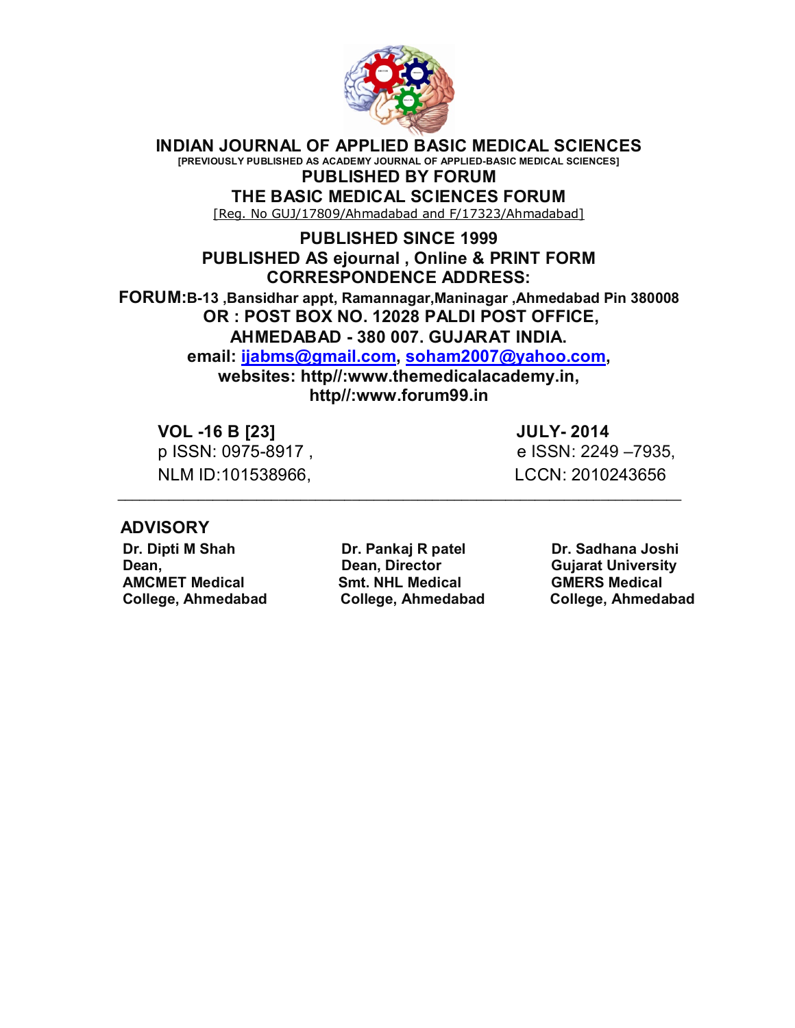# INDIAN JOURNAL OF APPLIED BASIC MEDICAL SCIENCES

**[PREVIOUSLY PUBLISHED AS ACADEMY JOURNAL OF APPLIED-BASIC MEDICAL SCIENCES]**

**PUBLISHED BY FORUM**

**THE BASIC MEDICAL SCIENCES FORUM**

[Reg. No GUJ/17809/Ahmadabad and F/17323/Ahmadabad]

**PUBLISHED SINCE 1999**

**PUBLISHED AS ejournal , Online & PRINT FORM**

**CORRESPONDENCE ADDRESS:**

**FORUM:B-13 ,Bansidhar appt, Ramannagar,Maninagar ,Ahmedabad Pin 380008**

**OR : POST BOX NO. 12028 PALDI POST OFFICE,**

**AHMEDABAD - 380 007. GUJARAT INDIA.**

**email: ijabms@gmail.com, soham2007@yahoo.com,**

**websites: http//:www.themedicalacademy.in,**

**http//:www.forum99.in**

**VOL -16 B [23]** | **JULY- 2014**

p ISSN: 0975-8917 , | e ISSN: 2249 –7935,

NLM ID:101538966, | LCCN: 2010243656

---

## ADVISORY

**Dr. Dipti M Shah**
**Dean,**
**AMCMET Medical College, Ahmedabad**

**Dr. Pankaj R patel**
**Dean, Director**
**Smt. NHL Medical College, Ahmedabad**

**Dr. Sadhana Joshi**
**Gujarat University**
**GMERS Medical College, Ahmedabad**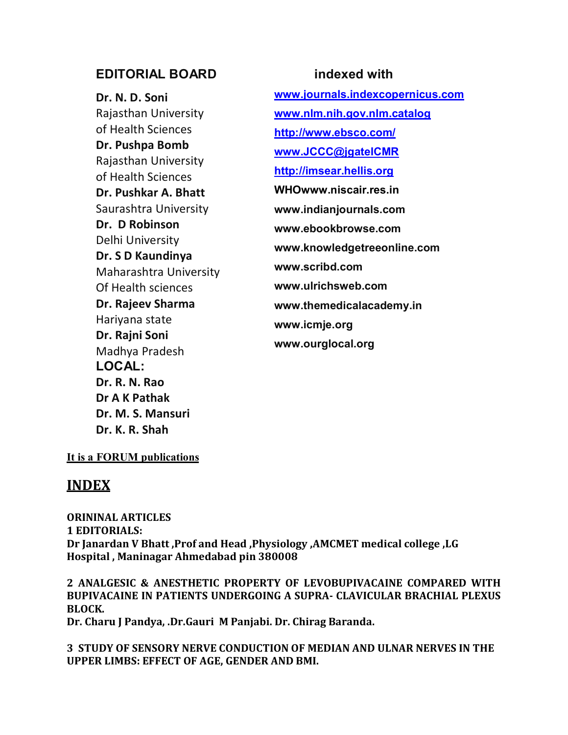## EDITORIAL BOARD

**Dr. N. D. Soni**
Rajasthan University of Health Sciences

**Dr. Pushpa Bomb**
Rajasthan University of Health Sciences

**Dr. Pushkar A. Bhatt**
Saurashtra University

**Dr. D Robinson**
Delhi University

**Dr. S D Kaundinya**
Maharashtra University Of Health sciences

**Dr. Rajeev Sharma**
Hariyana state

**Dr. Rajni Soni**
Madhya Pradesh

**LOCAL:**

**Dr. R. N. Rao**
**Dr A K Pathak**
**Dr. M. S. Mansuri**
**Dr. K. R. Shah**

## indexed with

www.journals.indexcopernicus.com
www.nlm.nih.gov.nlm.catalog
http://www.ebsco.com/
www.JCCC@jgateICMR
http://imsear.hellis.org
**WHOwww.niscair.res.in**
**www.indianjournals.com**
**www.ebookbrowse.com**
**www.knowledgetreeonline.com**
**www.scribd.com**
**www.ulrichsweb.com**
**www.themedicalacademy.in**
**www.icmje.org**
**www.ourglocal.org**

**It is a FORUM publications**

# INDEX

**ORININAL ARTICLES**

**1 EDITORIALS:**
**Dr Janardan V Bhatt ,Prof and Head ,Physiology ,AMCMET medical college ,LG Hospital , Maninagar Ahmedabad pin 380008**

**2 ANALGESIC & ANESTHETIC PROPERTY OF LEVOBUPIVACAINE COMPARED WITH BUPIVACAINE IN PATIENTS UNDERGOING A SUPRA- CLAVICULAR BRACHIAL PLEXUS BLOCK.**
**Dr. Charu J Pandya, .Dr.Gauri M Panjabi. Dr. Chirag Baranda.**

**3 STUDY OF SENSORY NERVE CONDUCTION OF MEDIAN AND ULNAR NERVES IN THE UPPER LIMBS: EFFECT OF AGE, GENDER AND BMI.**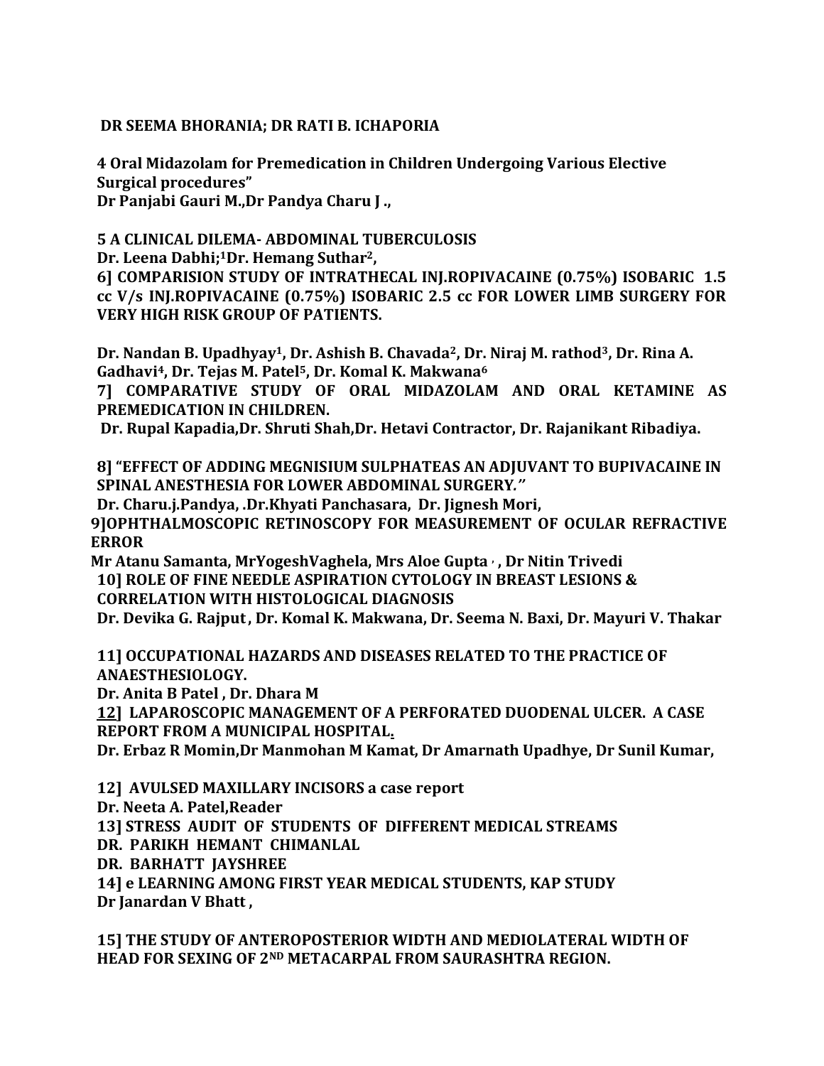**DR SEEMA BHORANIA; DR RATI B. ICHAPORIA**

**4 Oral Midazolam for Premedication in Children Undergoing Various Elective Surgical procedures"**
**Dr Panjabi Gauri M.,Dr Pandya Charu J .,**

**5 A CLINICAL DILEMA- ABDOMINAL TUBERCULOSIS**
**Dr. Leena Dabhi;[1]Dr. Hemang Suthar[2],**

**6] COMPARISION STUDY OF INTRATHECAL INJ.ROPIVACAINE (0.75%) ISOBARIC 1.5 cc V/s INJ.ROPIVACAINE (0.75%) ISOBARIC 2.5 cc FOR LOWER LIMB SURGERY FOR VERY HIGH RISK GROUP OF PATIENTS.**

**Dr. Nandan B. Upadhyay[1], Dr. Ashish B. Chavada[2], Dr. Niraj M. rathod[3], Dr. Rina A. Gadhavi[4], Dr. Tejas M. Patel[5], Dr. Komal K. Makwana[6]**

**7] COMPARATIVE STUDY OF ORAL MIDAZOLAM AND ORAL KETAMINE AS PREMEDICATION IN CHILDREN.**
**Dr. Rupal Kapadia,Dr. Shruti Shah,Dr. Hetavi Contractor, Dr. Rajanikant Ribadiya.**

**8] "EFFECT OF ADDING MEGNISIUM SULPHATEAS AN ADJUVANT TO BUPIVACAINE IN SPINAL ANESTHESIA FOR LOWER ABDOMINAL SURGERY."**
**Dr. Charu.j.Pandya, .Dr.Khyati Panchasara, Dr. Jignesh Mori,**

**9]OPHTHALMOSCOPIC RETINOSCOPY FOR MEASUREMENT OF OCULAR REFRACTIVE ERROR**
**Mr Atanu Samanta, MrYogeshVaghela, Mrs Aloe Gupta , , Dr Nitin Trivedi**

**10] ROLE OF FINE NEEDLE ASPIRATION CYTOLOGY IN BREAST LESIONS & CORRELATION WITH HISTOLOGICAL DIAGNOSIS**
**Dr. Devika G. Rajput , Dr. Komal K. Makwana, Dr. Seema N. Baxi, Dr. Mayuri V. Thakar**

**11] OCCUPATIONAL HAZARDS AND DISEASES RELATED TO THE PRACTICE OF ANAESTHESIOLOGY.**
**Dr. Anita B Patel , Dr. Dhara M**

**12] LAPAROSCOPIC MANAGEMENT OF A PERFORATED DUODENAL ULCER. A CASE REPORT FROM A MUNICIPAL HOSPITAL.**
**Dr. Erbaz R Momin,Dr Manmohan M Kamat, Dr Amarnath Upadhye, Dr Sunil Kumar,**

**12] AVULSED MAXILLARY INCISORS a case report**
**Dr. Neeta A. Patel,Reader**

**13] STRESS AUDIT OF STUDENTS OF DIFFERENT MEDICAL STREAMS**
**DR. PARIKH HEMANT CHIMANLAL**
**DR. BARHATT JAYSHREE**

**14] e LEARNING AMONG FIRST YEAR MEDICAL STUDENTS, KAP STUDY**
**Dr Janardan V Bhatt ,**

**15] THE STUDY OF ANTEROPOSTERIOR WIDTH AND MEDIOLATERAL WIDTH OF HEAD FOR SEXING OF 2ND METACARPAL FROM SAURASHTRA REGION.**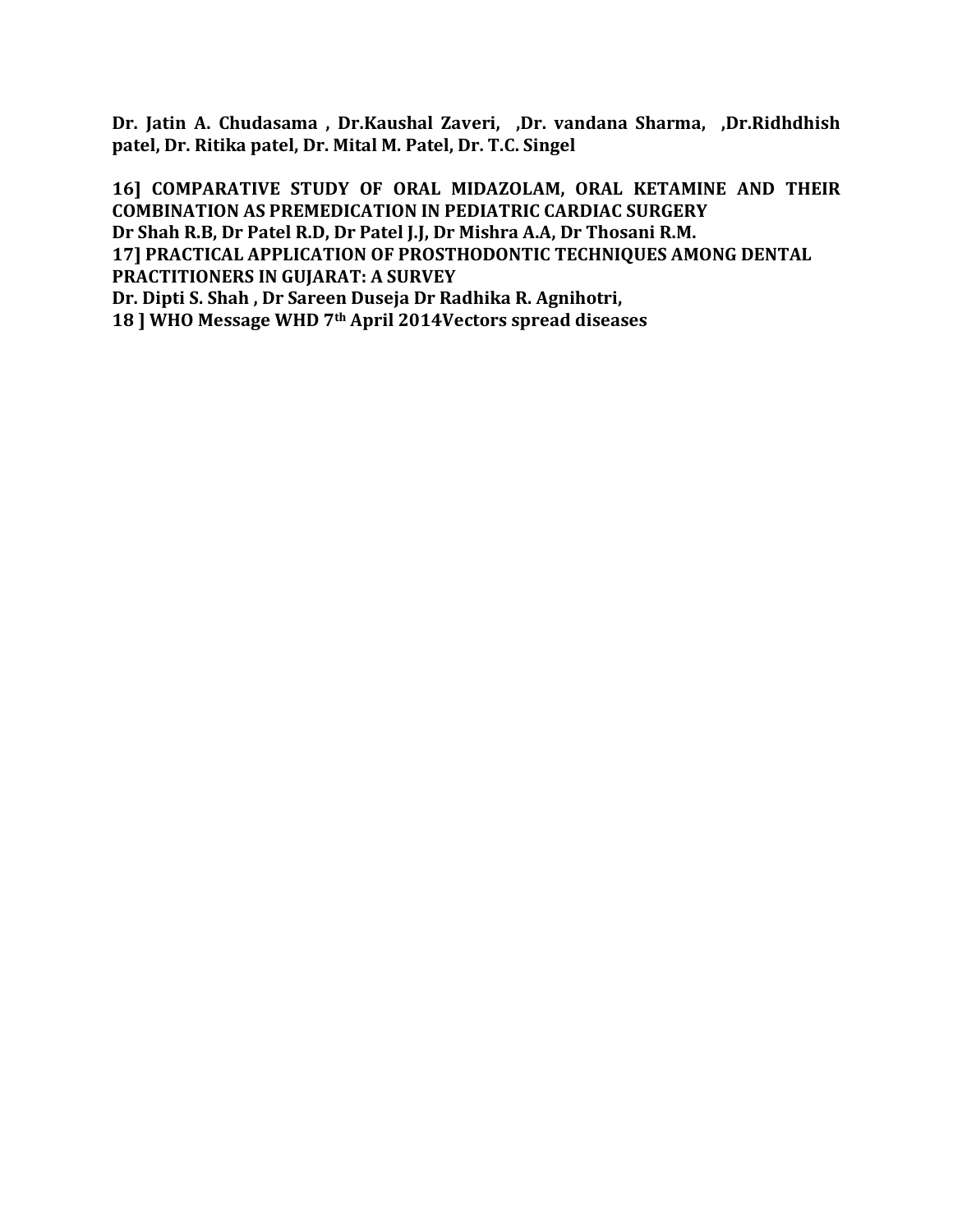**Dr. Jatin A. Chudasama , Dr.Kaushal Zaveri, ,Dr. vandana Sharma, ,Dr.Ridhdhish patel, Dr. Ritika patel, Dr. Mital M. Patel, Dr. T.C. Singel**

**16] COMPARATIVE STUDY OF ORAL MIDAZOLAM, ORAL KETAMINE AND THEIR COMBINATION AS PREMEDICATION IN PEDIATRIC CARDIAC SURGERY**
**Dr Shah R.B, Dr Patel R.D, Dr Patel J.J, Dr Mishra A.A, Dr Thosani R.M.**
**17] PRACTICAL APPLICATION OF PROSTHODONTIC TECHNIQUES AMONG DENTAL PRACTITIONERS IN GUJARAT: A SURVEY**
**Dr. Dipti S. Shah , Dr Sareen Duseja Dr Radhika R. Agnihotri,**
**18 ] WHO Message WHD 7th April 2014Vectors spread diseases**